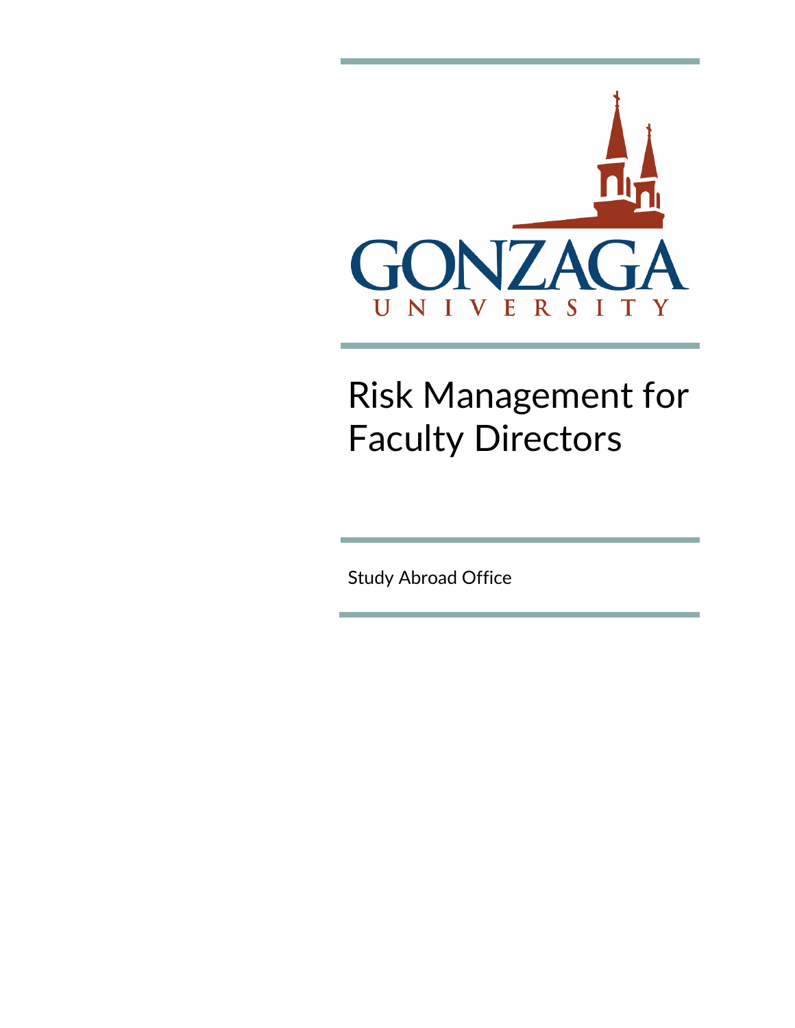GONZAGA

UNIVERSITY

# Risk Management for Faculty Directors

Study Abroad Office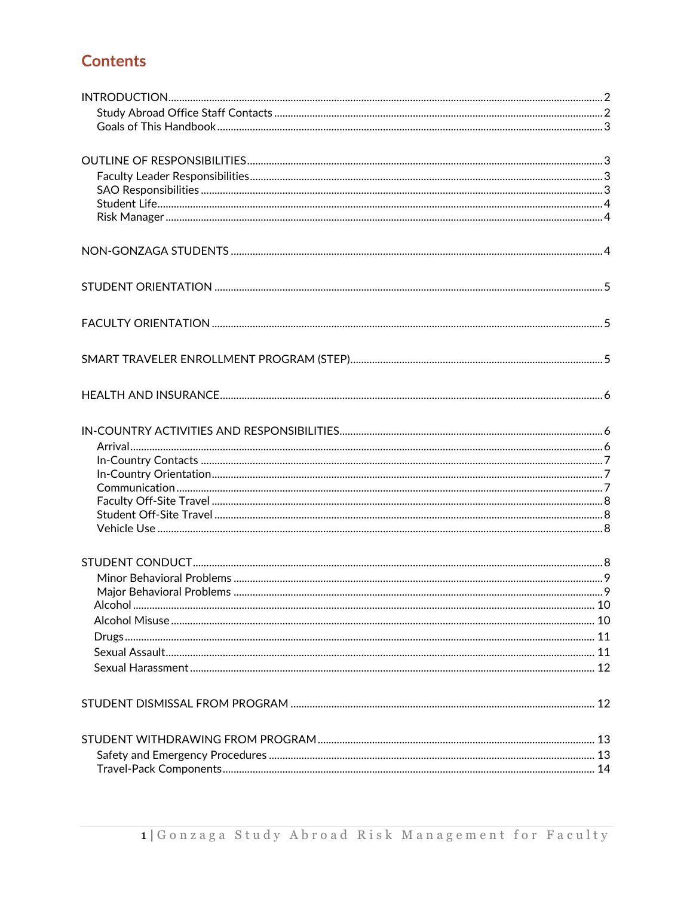# Contents

INTRODUCTION ..... 2
- Study Abroad Office Staff Contacts ..... 2
- Goals of This Handbook ..... 3

OUTLINE OF RESPONSIBILITIES ..... 3
- Faculty Leader Responsibilities ..... 3
- SAO Responsibilities ..... 3
- Student Life ..... 4
- Risk Manager ..... 4

NON-GONZAGA STUDENTS ..... 4

STUDENT ORIENTATION ..... 5

FACULTY ORIENTATION ..... 5

SMART TRAVELER ENROLLMENT PROGRAM (STEP) ..... 5

HEALTH AND INSURANCE ..... 6

IN-COUNTRY ACTIVITIES AND RESPONSIBILITIES ..... 6
- Arrival ..... 6
- In-Country Contacts ..... 7
- In-Country Orientation ..... 7
- Communication ..... 7
- Faculty Off-Site Travel ..... 8
- Student Off-Site Travel ..... 8
- Vehicle Use ..... 8

STUDENT CONDUCT ..... 8
- Minor Behavioral Problems ..... 9
- Major Behavioral Problems ..... 9
- Alcohol ..... 10
- Alcohol Misuse ..... 10
- Drugs ..... 11
- Sexual Assault ..... 11
- Sexual Harassment ..... 12

STUDENT DISMISSAL FROM PROGRAM ..... 12

STUDENT WITHDRAWING FROM PROGRAM ..... 13
- Safety and Emergency Procedures ..... 13
- Travel-Pack Components ..... 14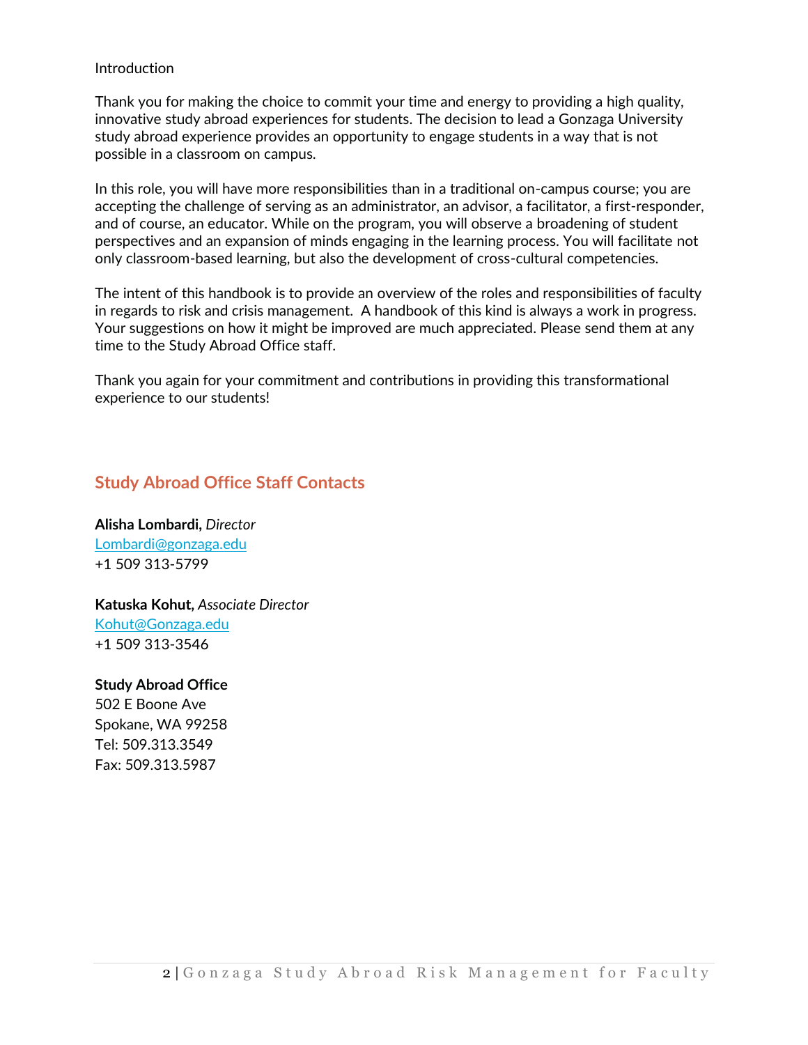Introduction

Thank you for making the choice to commit your time and energy to providing a high quality, innovative study abroad experiences for students. The decision to lead a Gonzaga University study abroad experience provides an opportunity to engage students in a way that is not possible in a classroom on campus.

In this role, you will have more responsibilities than in a traditional on-campus course; you are accepting the challenge of serving as an administrator, an advisor, a facilitator, a first-responder, and of course, an educator. While on the program, you will observe a broadening of student perspectives and an expansion of minds engaging in the learning process. You will facilitate not only classroom-based learning, but also the development of cross-cultural competencies.

The intent of this handbook is to provide an overview of the roles and responsibilities of faculty in regards to risk and crisis management. A handbook of this kind is always a work in progress. Your suggestions on how it might be improved are much appreciated. Please send them at any time to the Study Abroad Office staff.

Thank you again for your commitment and contributions in providing this transformational experience to our students!

## Study Abroad Office Staff Contacts

**Alisha Lombardi,** *Director*
Lombardi@gonzaga.edu
+1 509 313-5799

**Katuska Kohut,** *Associate Director*
Kohut@Gonzaga.edu
+1 509 313-3546

**Study Abroad Office**
502 E Boone Ave
Spokane, WA 99258
Tel: 509.313.3549
Fax: 509.313.5987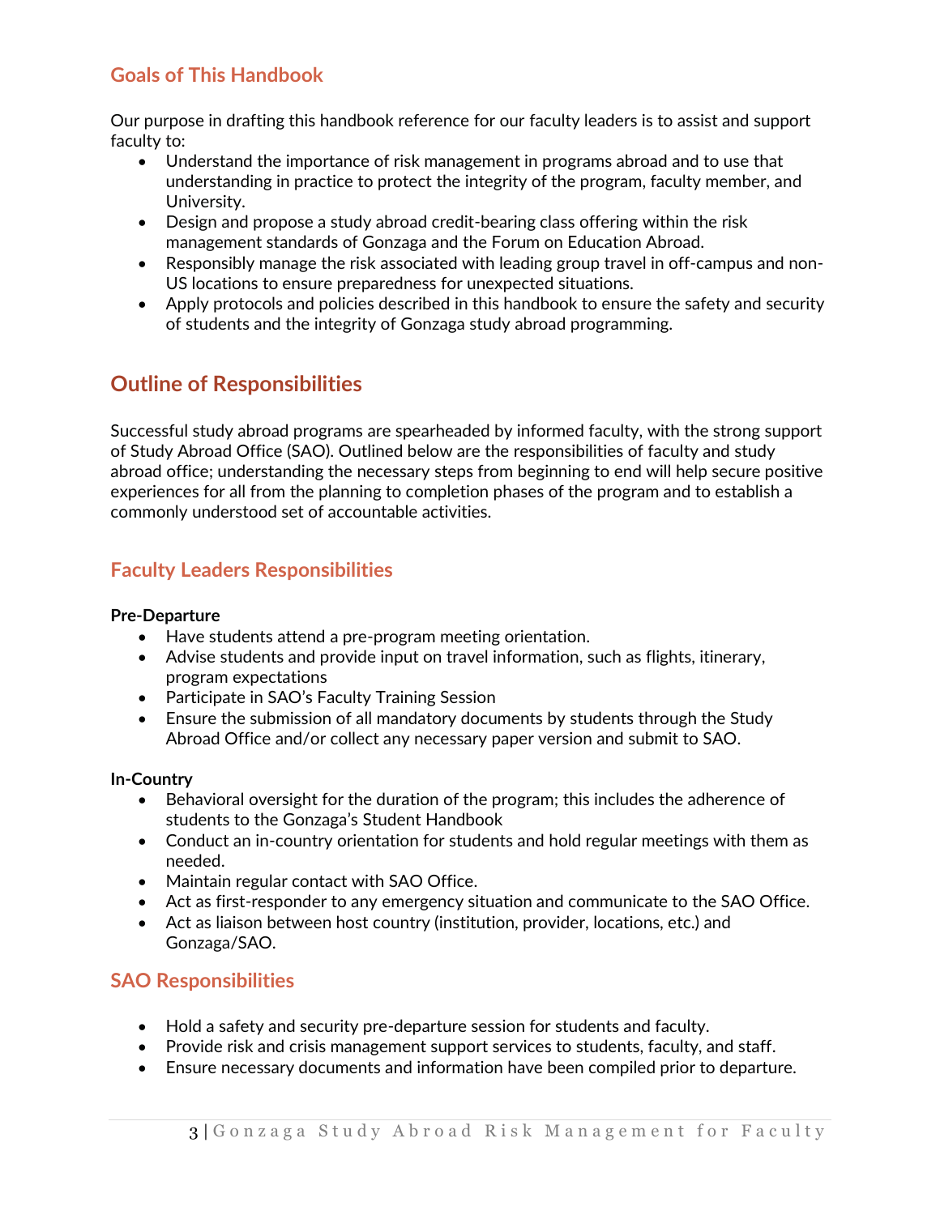## Goals of This Handbook

Our purpose in drafting this handbook reference for our faculty leaders is to assist and support faculty to:

- Understand the importance of risk management in programs abroad and to use that understanding in practice to protect the integrity of the program, faculty member, and University.
- Design and propose a study abroad credit-bearing class offering within the risk management standards of Gonzaga and the Forum on Education Abroad.
- Responsibly manage the risk associated with leading group travel in off-campus and non-US locations to ensure preparedness for unexpected situations.
- Apply protocols and policies described in this handbook to ensure the safety and security of students and the integrity of Gonzaga study abroad programming.

# Outline of Responsibilities

Successful study abroad programs are spearheaded by informed faculty, with the strong support of Study Abroad Office (SAO). Outlined below are the responsibilities of faculty and study abroad office; understanding the necessary steps from beginning to end will help secure positive experiences for all from the planning to completion phases of the program and to establish a commonly understood set of accountable activities.

## Faculty Leaders Responsibilities

**Pre-Departure**

- Have students attend a pre-program meeting orientation.
- Advise students and provide input on travel information, such as flights, itinerary, program expectations
- Participate in SAO's Faculty Training Session
- Ensure the submission of all mandatory documents by students through the Study Abroad Office and/or collect any necessary paper version and submit to SAO.

**In-Country**

- Behavioral oversight for the duration of the program; this includes the adherence of students to the Gonzaga's Student Handbook
- Conduct an in-country orientation for students and hold regular meetings with them as needed.
- Maintain regular contact with SAO Office.
- Act as first-responder to any emergency situation and communicate to the SAO Office.
- Act as liaison between host country (institution, provider, locations, etc.) and Gonzaga/SAO.

## SAO Responsibilities

- Hold a safety and security pre-departure session for students and faculty.
- Provide risk and crisis management support services to students, faculty, and staff.
- Ensure necessary documents and information have been compiled prior to departure.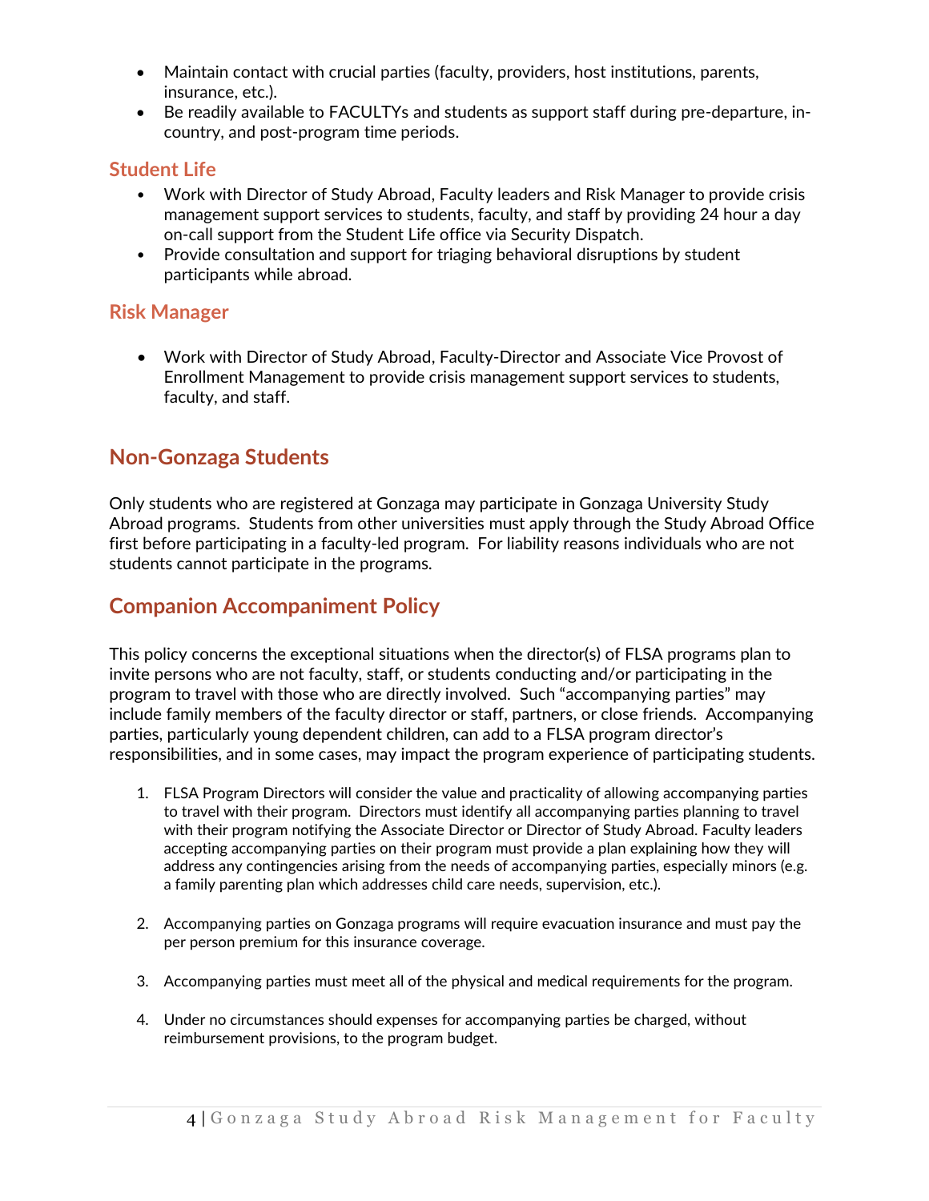- Maintain contact with crucial parties (faculty, providers, host institutions, parents, insurance, etc.).
- Be readily available to FACULTYs and students as support staff during pre-departure, in-country, and post-program time periods.

### Student Life

- Work with Director of Study Abroad, Faculty leaders and Risk Manager to provide crisis management support services to students, faculty, and staff by providing 24 hour a day on-call support from the Student Life office via Security Dispatch.
- Provide consultation and support for triaging behavioral disruptions by student participants while abroad.

### Risk Manager

- Work with Director of Study Abroad, Faculty-Director and Associate Vice Provost of Enrollment Management to provide crisis management support services to students, faculty, and staff.

## Non-Gonzaga Students

Only students who are registered at Gonzaga may participate in Gonzaga University Study Abroad programs. Students from other universities must apply through the Study Abroad Office first before participating in a faculty-led program. For liability reasons individuals who are not students cannot participate in the programs.

## Companion Accompaniment Policy

This policy concerns the exceptional situations when the director(s) of FLSA programs plan to invite persons who are not faculty, staff, or students conducting and/or participating in the program to travel with those who are directly involved. Such "accompanying parties" may include family members of the faculty director or staff, partners, or close friends. Accompanying parties, particularly young dependent children, can add to a FLSA program director's responsibilities, and in some cases, may impact the program experience of participating students.

1. FLSA Program Directors will consider the value and practicality of allowing accompanying parties to travel with their program. Directors must identify all accompanying parties planning to travel with their program notifying the Associate Director or Director of Study Abroad. Faculty leaders accepting accompanying parties on their program must provide a plan explaining how they will address any contingencies arising from the needs of accompanying parties, especially minors (e.g. a family parenting plan which addresses child care needs, supervision, etc.).

2. Accompanying parties on Gonzaga programs will require evacuation insurance and must pay the per person premium for this insurance coverage.

3. Accompanying parties must meet all of the physical and medical requirements for the program.

4. Under no circumstances should expenses for accompanying parties be charged, without reimbursement provisions, to the program budget.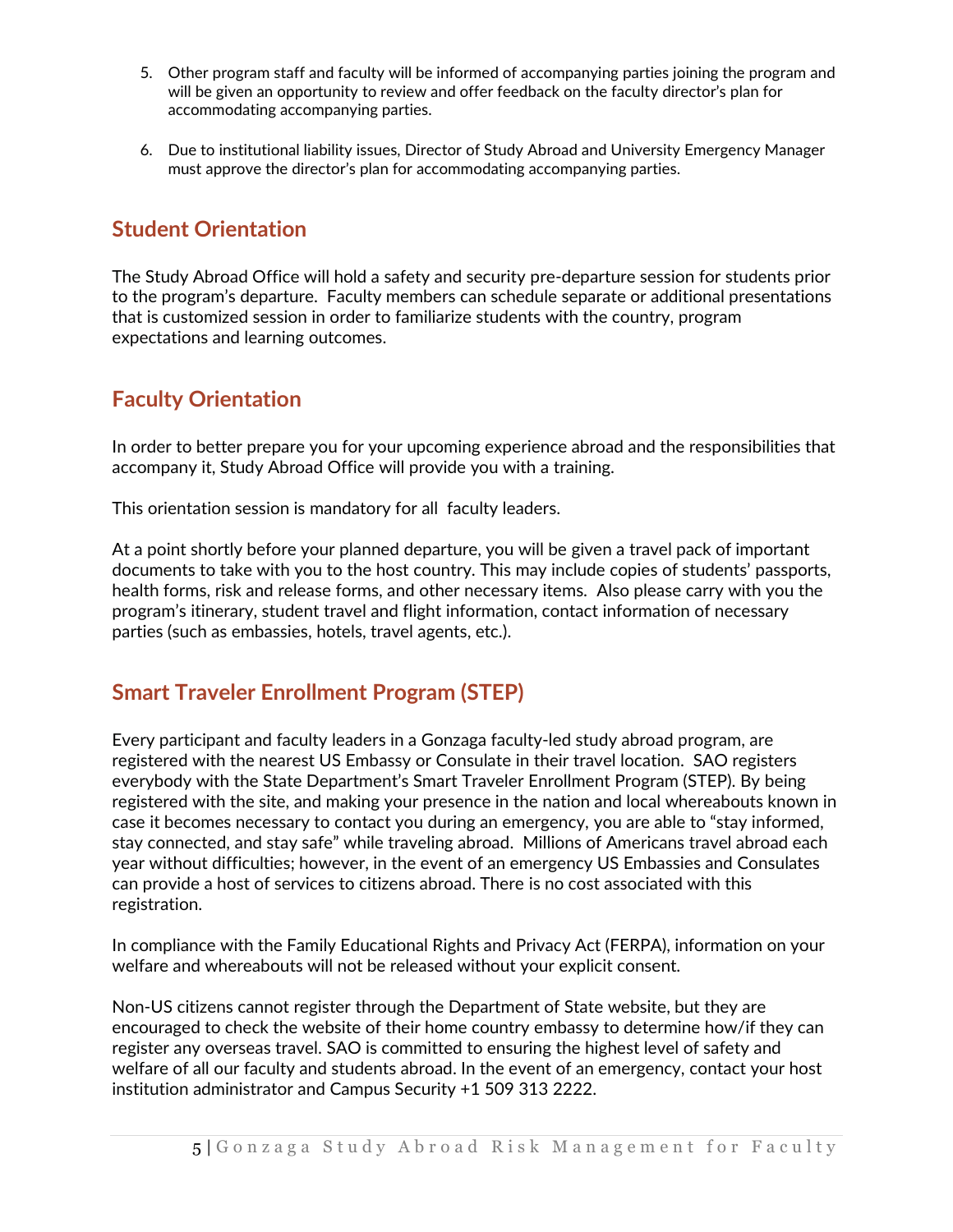5. Other program staff and faculty will be informed of accompanying parties joining the program and will be given an opportunity to review and offer feedback on the faculty director's plan for accommodating accompanying parties.

6. Due to institutional liability issues, Director of Study Abroad and University Emergency Manager must approve the director's plan for accommodating accompanying parties.

## Student Orientation

The Study Abroad Office will hold a safety and security pre-departure session for students prior to the program's departure. Faculty members can schedule separate or additional presentations that is customized session in order to familiarize students with the country, program expectations and learning outcomes.

## Faculty Orientation

In order to better prepare you for your upcoming experience abroad and the responsibilities that accompany it, Study Abroad Office will provide you with a training.

This orientation session is mandatory for all faculty leaders.

At a point shortly before your planned departure, you will be given a travel pack of important documents to take with you to the host country. This may include copies of students' passports, health forms, risk and release forms, and other necessary items. Also please carry with you the program's itinerary, student travel and flight information, contact information of necessary parties (such as embassies, hotels, travel agents, etc.).

## Smart Traveler Enrollment Program (STEP)

Every participant and faculty leaders in a Gonzaga faculty-led study abroad program, are registered with the nearest US Embassy or Consulate in their travel location. SAO registers everybody with the State Department's Smart Traveler Enrollment Program (STEP). By being registered with the site, and making your presence in the nation and local whereabouts known in case it becomes necessary to contact you during an emergency, you are able to "stay informed, stay connected, and stay safe" while traveling abroad. Millions of Americans travel abroad each year without difficulties; however, in the event of an emergency US Embassies and Consulates can provide a host of services to citizens abroad. There is no cost associated with this registration.

In compliance with the Family Educational Rights and Privacy Act (FERPA), information on your welfare and whereabouts will not be released without your explicit consent.

Non-US citizens cannot register through the Department of State website, but they are encouraged to check the website of their home country embassy to determine how/if they can register any overseas travel. SAO is committed to ensuring the highest level of safety and welfare of all our faculty and students abroad. In the event of an emergency, contact your host institution administrator and Campus Security +1 509 313 2222.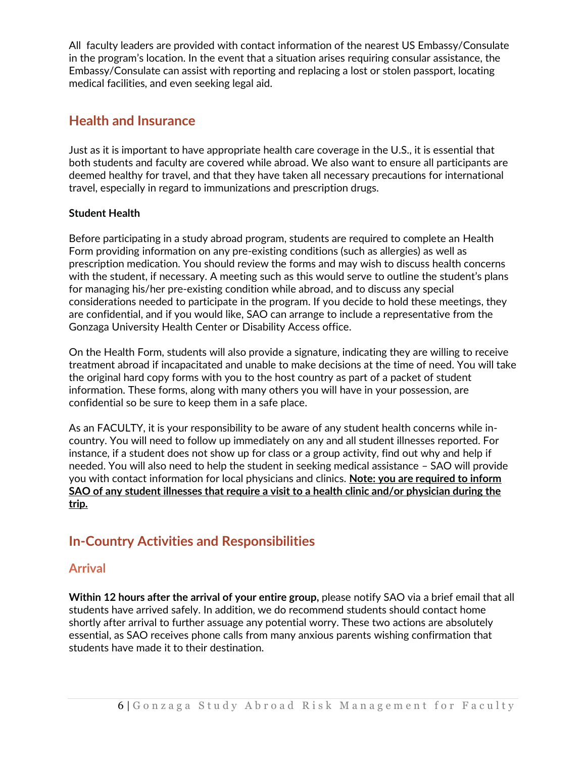All faculty leaders are provided with contact information of the nearest US Embassy/Consulate in the program's location. In the event that a situation arises requiring consular assistance, the Embassy/Consulate can assist with reporting and replacing a lost or stolen passport, locating medical facilities, and even seeking legal aid.

## Health and Insurance

Just as it is important to have appropriate health care coverage in the U.S., it is essential that both students and faculty are covered while abroad. We also want to ensure all participants are deemed healthy for travel, and that they have taken all necessary precautions for international travel, especially in regard to immunizations and prescription drugs.

**Student Health**

Before participating in a study abroad program, students are required to complete an Health Form providing information on any pre-existing conditions (such as allergies) as well as prescription medication. You should review the forms and may wish to discuss health concerns with the student, if necessary. A meeting such as this would serve to outline the student's plans for managing his/her pre-existing condition while abroad, and to discuss any special considerations needed to participate in the program. If you decide to hold these meetings, they are confidential, and if you would like, SAO can arrange to include a representative from the Gonzaga University Health Center or Disability Access office.

On the Health Form, students will also provide a signature, indicating they are willing to receive treatment abroad if incapacitated and unable to make decisions at the time of need. You will take the original hard copy forms with you to the host country as part of a packet of student information. These forms, along with many others you will have in your possession, are confidential so be sure to keep them in a safe place.

As an FACULTY, it is your responsibility to be aware of any student health concerns while in-country. You will need to follow up immediately on any and all student illnesses reported. For instance, if a student does not show up for class or a group activity, find out why and help if needed. You will also need to help the student in seeking medical assistance – SAO will provide you with contact information for local physicians and clinics. **Note: you are required to inform SAO of any student illnesses that require a visit to a health clinic and/or physician during the trip.**

## In-Country Activities and Responsibilities

### Arrival

**Within 12 hours after the arrival of your entire group,** please notify SAO via a brief email that all students have arrived safely. In addition, we do recommend students should contact home shortly after arrival to further assuage any potential worry. These two actions are absolutely essential, as SAO receives phone calls from many anxious parents wishing confirmation that students have made it to their destination.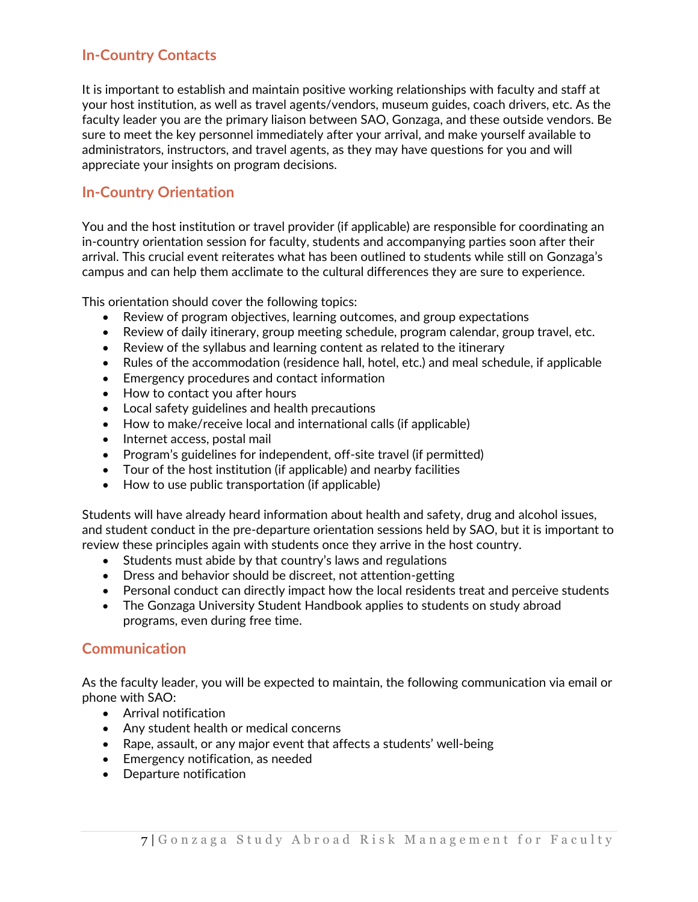## In-Country Contacts

It is important to establish and maintain positive working relationships with faculty and staff at your host institution, as well as travel agents/vendors, museum guides, coach drivers, etc. As the faculty leader you are the primary liaison between SAO, Gonzaga, and these outside vendors. Be sure to meet the key personnel immediately after your arrival, and make yourself available to administrators, instructors, and travel agents, as they may have questions for you and will appreciate your insights on program decisions.

## In-Country Orientation

You and the host institution or travel provider (if applicable) are responsible for coordinating an in-country orientation session for faculty, students and accompanying parties soon after their arrival. This crucial event reiterates what has been outlined to students while still on Gonzaga's campus and can help them acclimate to the cultural differences they are sure to experience.

This orientation should cover the following topics:

- Review of program objectives, learning outcomes, and group expectations
- Review of daily itinerary, group meeting schedule, program calendar, group travel, etc.
- Review of the syllabus and learning content as related to the itinerary
- Rules of the accommodation (residence hall, hotel, etc.) and meal schedule, if applicable
- Emergency procedures and contact information
- How to contact you after hours
- Local safety guidelines and health precautions
- How to make/receive local and international calls (if applicable)
- Internet access, postal mail
- Program's guidelines for independent, off-site travel (if permitted)
- Tour of the host institution (if applicable) and nearby facilities
- How to use public transportation (if applicable)

Students will have already heard information about health and safety, drug and alcohol issues, and student conduct in the pre-departure orientation sessions held by SAO, but it is important to review these principles again with students once they arrive in the host country.

- Students must abide by that country's laws and regulations
- Dress and behavior should be discreet, not attention-getting
- Personal conduct can directly impact how the local residents treat and perceive students
- The Gonzaga University Student Handbook applies to students on study abroad programs, even during free time.

## Communication

As the faculty leader, you will be expected to maintain, the following communication via email or phone with SAO:

- Arrival notification
- Any student health or medical concerns
- Rape, assault, or any major event that affects a students' well-being
- Emergency notification, as needed
- Departure notification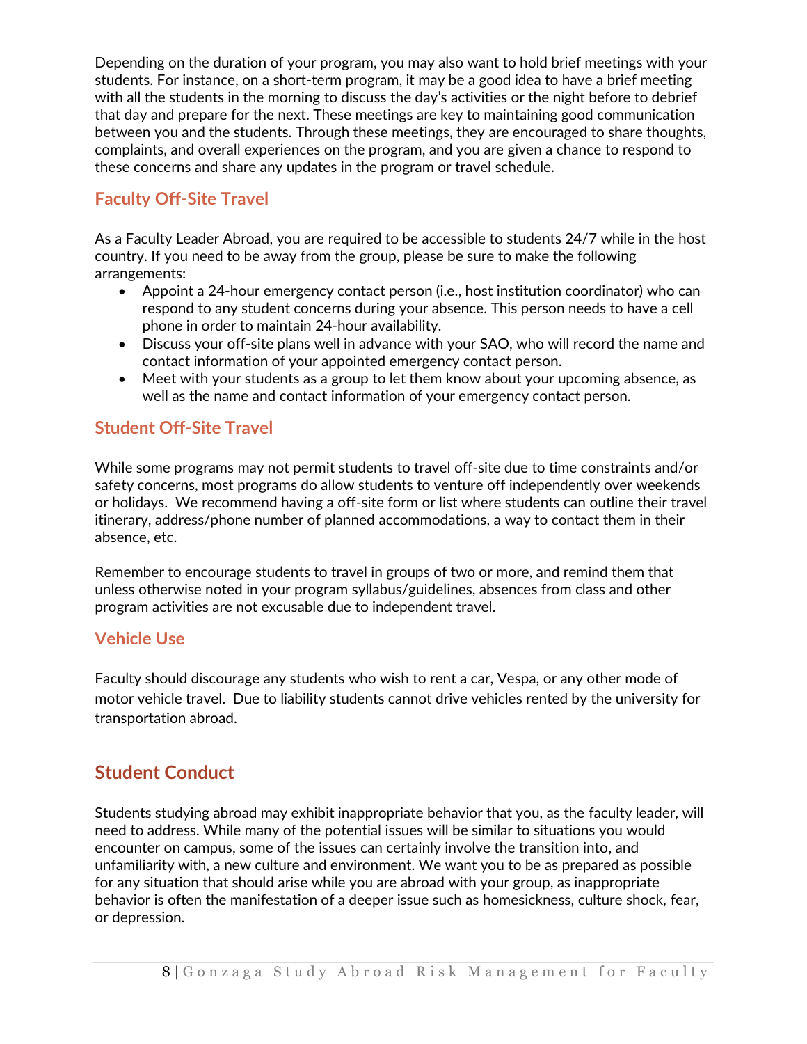Depending on the duration of your program, you may also want to hold brief meetings with your students. For instance, on a short-term program, it may be a good idea to have a brief meeting with all the students in the morning to discuss the day's activities or the night before to debrief that day and prepare for the next. These meetings are key to maintaining good communication between you and the students. Through these meetings, they are encouraged to share thoughts, complaints, and overall experiences on the program, and you are given a chance to respond to these concerns and share any updates in the program or travel schedule.

### Faculty Off-Site Travel

As a Faculty Leader Abroad, you are required to be accessible to students 24/7 while in the host country. If you need to be away from the group, please be sure to make the following arrangements:

- Appoint a 24-hour emergency contact person (i.e., host institution coordinator) who can respond to any student concerns during your absence. This person needs to have a cell phone in order to maintain 24-hour availability.
- Discuss your off-site plans well in advance with your SAO, who will record the name and contact information of your appointed emergency contact person.
- Meet with your students as a group to let them know about your upcoming absence, as well as the name and contact information of your emergency contact person.

### Student Off-Site Travel

While some programs may not permit students to travel off-site due to time constraints and/or safety concerns, most programs do allow students to venture off independently over weekends or holidays. We recommend having a off-site form or list where students can outline their travel itinerary, address/phone number of planned accommodations, a way to contact them in their absence, etc.

Remember to encourage students to travel in groups of two or more, and remind them that unless otherwise noted in your program syllabus/guidelines, absences from class and other program activities are not excusable due to independent travel.

### Vehicle Use

Faculty should discourage any students who wish to rent a car, Vespa, or any other mode of motor vehicle travel. Due to liability students cannot drive vehicles rented by the university for transportation abroad.

## Student Conduct

Students studying abroad may exhibit inappropriate behavior that you, as the faculty leader, will need to address. While many of the potential issues will be similar to situations you would encounter on campus, some of the issues can certainly involve the transition into, and unfamiliarity with, a new culture and environment. We want you to be as prepared as possible for any situation that should arise while you are abroad with your group, as inappropriate behavior is often the manifestation of a deeper issue such as homesickness, culture shock, fear, or depression.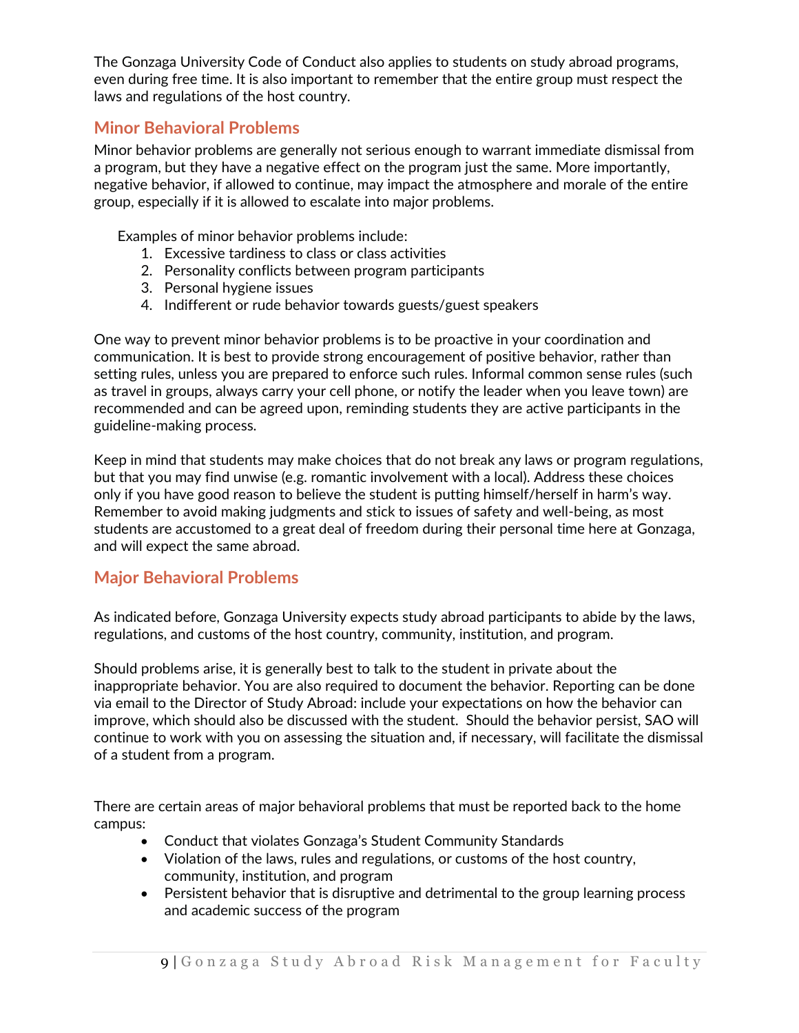The Gonzaga University Code of Conduct also applies to students on study abroad programs, even during free time. It is also important to remember that the entire group must respect the laws and regulations of the host country.

## Minor Behavioral Problems

Minor behavior problems are generally not serious enough to warrant immediate dismissal from a program, but they have a negative effect on the program just the same. More importantly, negative behavior, if allowed to continue, may impact the atmosphere and morale of the entire group, especially if it is allowed to escalate into major problems.

Examples of minor behavior problems include:

1. Excessive tardiness to class or class activities
2. Personality conflicts between program participants
3. Personal hygiene issues
4. Indifferent or rude behavior towards guests/guest speakers

One way to prevent minor behavior problems is to be proactive in your coordination and communication. It is best to provide strong encouragement of positive behavior, rather than setting rules, unless you are prepared to enforce such rules. Informal common sense rules (such as travel in groups, always carry your cell phone, or notify the leader when you leave town) are recommended and can be agreed upon, reminding students they are active participants in the guideline-making process.

Keep in mind that students may make choices that do not break any laws or program regulations, but that you may find unwise (e.g. romantic involvement with a local). Address these choices only if you have good reason to believe the student is putting himself/herself in harm's way. Remember to avoid making judgments and stick to issues of safety and well-being, as most students are accustomed to a great deal of freedom during their personal time here at Gonzaga, and will expect the same abroad.

## Major Behavioral Problems

As indicated before, Gonzaga University expects study abroad participants to abide by the laws, regulations, and customs of the host country, community, institution, and program.

Should problems arise, it is generally best to talk to the student in private about the inappropriate behavior. You are also required to document the behavior. Reporting can be done via email to the Director of Study Abroad: include your expectations on how the behavior can improve, which should also be discussed with the student. Should the behavior persist, SAO will continue to work with you on assessing the situation and, if necessary, will facilitate the dismissal of a student from a program.

There are certain areas of major behavioral problems that must be reported back to the home campus:

- Conduct that violates Gonzaga's Student Community Standards
- Violation of the laws, rules and regulations, or customs of the host country, community, institution, and program
- Persistent behavior that is disruptive and detrimental to the group learning process and academic success of the program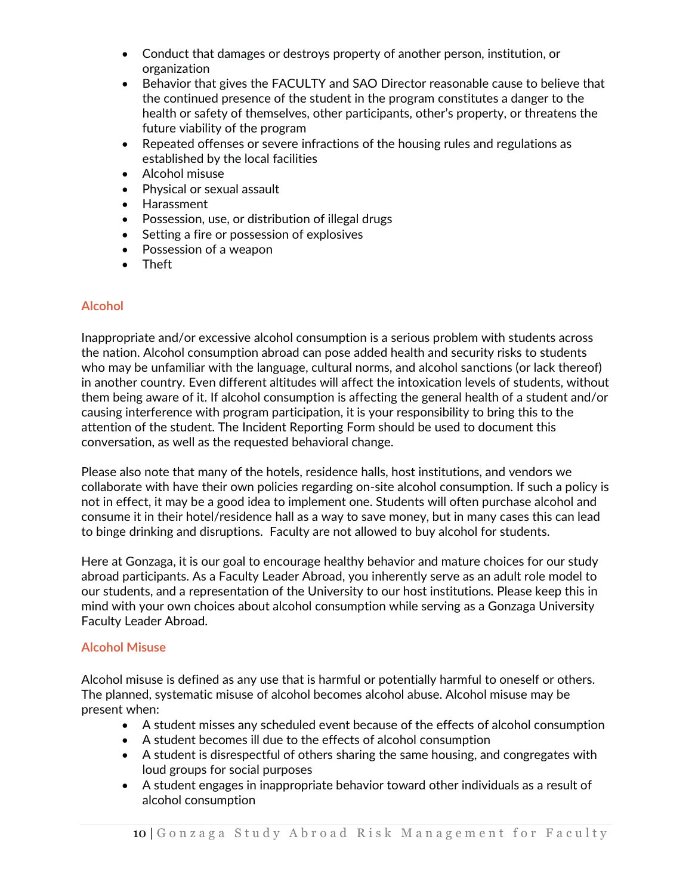- Conduct that damages or destroys property of another person, institution, or organization
- Behavior that gives the FACULTY and SAO Director reasonable cause to believe that the continued presence of the student in the program constitutes a danger to the health or safety of themselves, other participants, other's property, or threatens the future viability of the program
- Repeated offenses or severe infractions of the housing rules and regulations as established by the local facilities
- Alcohol misuse
- Physical or sexual assault
- Harassment
- Possession, use, or distribution of illegal drugs
- Setting a fire or possession of explosives
- Possession of a weapon
- Theft

### Alcohol

Inappropriate and/or excessive alcohol consumption is a serious problem with students across the nation. Alcohol consumption abroad can pose added health and security risks to students who may be unfamiliar with the language, cultural norms, and alcohol sanctions (or lack thereof) in another country. Even different altitudes will affect the intoxication levels of students, without them being aware of it. If alcohol consumption is affecting the general health of a student and/or causing interference with program participation, it is your responsibility to bring this to the attention of the student. The Incident Reporting Form should be used to document this conversation, as well as the requested behavioral change.

Please also note that many of the hotels, residence halls, host institutions, and vendors we collaborate with have their own policies regarding on-site alcohol consumption. If such a policy is not in effect, it may be a good idea to implement one. Students will often purchase alcohol and consume it in their hotel/residence hall as a way to save money, but in many cases this can lead to binge drinking and disruptions. Faculty are not allowed to buy alcohol for students.

Here at Gonzaga, it is our goal to encourage healthy behavior and mature choices for our study abroad participants. As a Faculty Leader Abroad, you inherently serve as an adult role model to our students, and a representation of the University to our host institutions. Please keep this in mind with your own choices about alcohol consumption while serving as a Gonzaga University Faculty Leader Abroad.

### Alcohol Misuse

Alcohol misuse is defined as any use that is harmful or potentially harmful to oneself or others. The planned, systematic misuse of alcohol becomes alcohol abuse. Alcohol misuse may be present when:

- A student misses any scheduled event because of the effects of alcohol consumption
- A student becomes ill due to the effects of alcohol consumption
- A student is disrespectful of others sharing the same housing, and congregates with loud groups for social purposes
- A student engages in inappropriate behavior toward other individuals as a result of alcohol consumption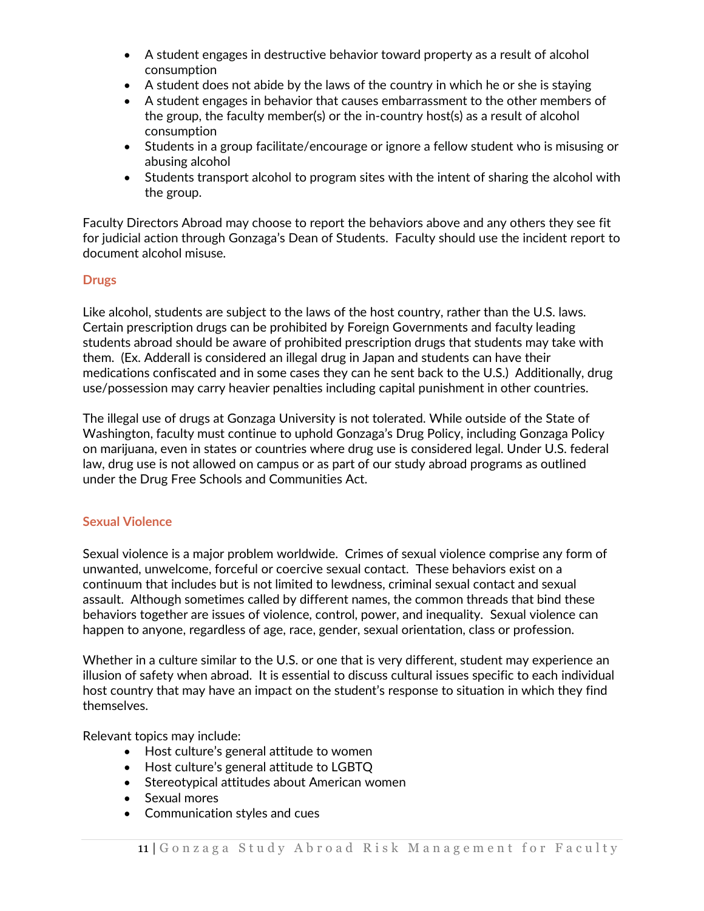- A student engages in destructive behavior toward property as a result of alcohol consumption
- A student does not abide by the laws of the country in which he or she is staying
- A student engages in behavior that causes embarrassment to the other members of the group, the faculty member(s) or the in-country host(s) as a result of alcohol consumption
- Students in a group facilitate/encourage or ignore a fellow student who is misusing or abusing alcohol
- Students transport alcohol to program sites with the intent of sharing the alcohol with the group.

Faculty Directors Abroad may choose to report the behaviors above and any others they see fit for judicial action through Gonzaga's Dean of Students. Faculty should use the incident report to document alcohol misuse.

### Drugs

Like alcohol, students are subject to the laws of the host country, rather than the U.S. laws. Certain prescription drugs can be prohibited by Foreign Governments and faculty leading students abroad should be aware of prohibited prescription drugs that students may take with them. (Ex. Adderall is considered an illegal drug in Japan and students can have their medications confiscated and in some cases they can he sent back to the U.S.) Additionally, drug use/possession may carry heavier penalties including capital punishment in other countries.

The illegal use of drugs at Gonzaga University is not tolerated. While outside of the State of Washington, faculty must continue to uphold Gonzaga's Drug Policy, including Gonzaga Policy on marijuana, even in states or countries where drug use is considered legal. Under U.S. federal law, drug use is not allowed on campus or as part of our study abroad programs as outlined under the Drug Free Schools and Communities Act.

### Sexual Violence

Sexual violence is a major problem worldwide. Crimes of sexual violence comprise any form of unwanted, unwelcome, forceful or coercive sexual contact. These behaviors exist on a continuum that includes but is not limited to lewdness, criminal sexual contact and sexual assault. Although sometimes called by different names, the common threads that bind these behaviors together are issues of violence, control, power, and inequality. Sexual violence can happen to anyone, regardless of age, race, gender, sexual orientation, class or profession.

Whether in a culture similar to the U.S. or one that is very different, student may experience an illusion of safety when abroad. It is essential to discuss cultural issues specific to each individual host country that may have an impact on the student's response to situation in which they find themselves.

Relevant topics may include:

- Host culture's general attitude to women
- Host culture's general attitude to LGBTQ
- Stereotypical attitudes about American women
- Sexual mores
- Communication styles and cues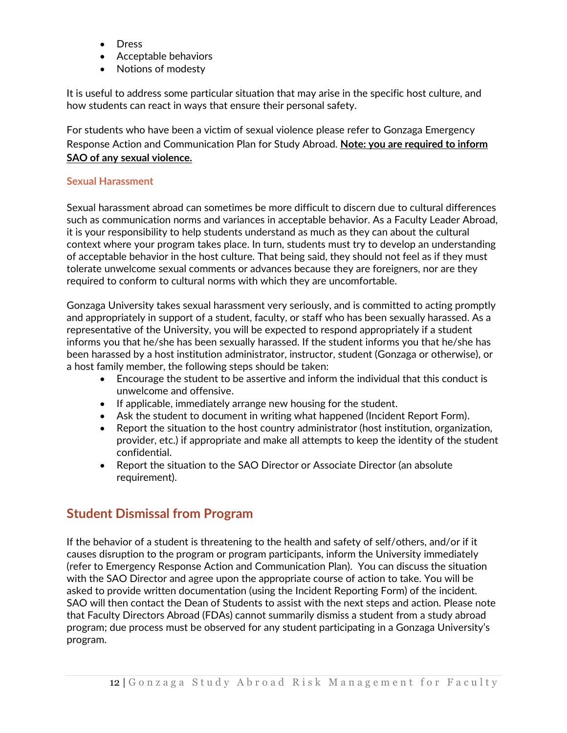- Dress
- Acceptable behaviors
- Notions of modesty

It is useful to address some particular situation that may arise in the specific host culture, and how students can react in ways that ensure their personal safety.

For students who have been a victim of sexual violence please refer to Gonzaga Emergency Response Action and Communication Plan for Study Abroad. **Note: you are required to inform SAO of any sexual violence.**

### Sexual Harassment

Sexual harassment abroad can sometimes be more difficult to discern due to cultural differences such as communication norms and variances in acceptable behavior. As a Faculty Leader Abroad, it is your responsibility to help students understand as much as they can about the cultural context where your program takes place. In turn, students must try to develop an understanding of acceptable behavior in the host culture. That being said, they should not feel as if they must tolerate unwelcome sexual comments or advances because they are foreigners, nor are they required to conform to cultural norms with which they are uncomfortable.

Gonzaga University takes sexual harassment very seriously, and is committed to acting promptly and appropriately in support of a student, faculty, or staff who has been sexually harassed. As a representative of the University, you will be expected to respond appropriately if a student informs you that he/she has been sexually harassed. If the student informs you that he/she has been harassed by a host institution administrator, instructor, student (Gonzaga or otherwise), or a host family member, the following steps should be taken:

- Encourage the student to be assertive and inform the individual that this conduct is unwelcome and offensive.
- If applicable, immediately arrange new housing for the student.
- Ask the student to document in writing what happened (Incident Report Form).
- Report the situation to the host country administrator (host institution, organization, provider, etc.) if appropriate and make all attempts to keep the identity of the student confidential.
- Report the situation to the SAO Director or Associate Director (an absolute requirement).

## Student Dismissal from Program

If the behavior of a student is threatening to the health and safety of self/others, and/or if it causes disruption to the program or program participants, inform the University immediately (refer to Emergency Response Action and Communication Plan). You can discuss the situation with the SAO Director and agree upon the appropriate course of action to take. You will be asked to provide written documentation (using the Incident Reporting Form) of the incident. SAO will then contact the Dean of Students to assist with the next steps and action. Please note that Faculty Directors Abroad (FDAs) cannot summarily dismiss a student from a study abroad program; due process must be observed for any student participating in a Gonzaga University's program.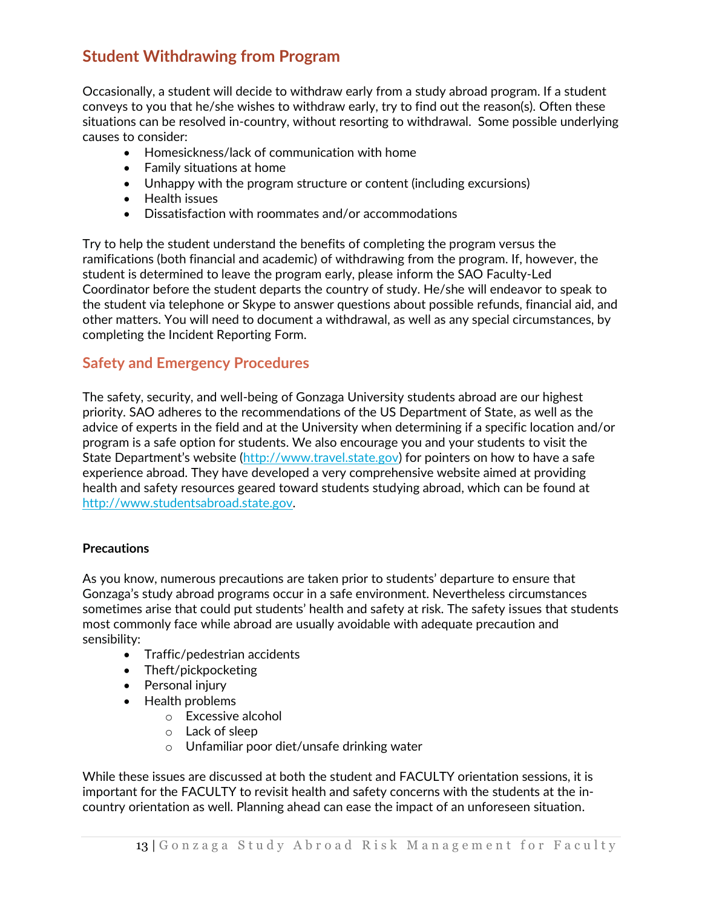## Student Withdrawing from Program

Occasionally, a student will decide to withdraw early from a study abroad program. If a student conveys to you that he/she wishes to withdraw early, try to find out the reason(s). Often these situations can be resolved in-country, without resorting to withdrawal. Some possible underlying causes to consider:

- Homesickness/lack of communication with home
- Family situations at home
- Unhappy with the program structure or content (including excursions)
- Health issues
- Dissatisfaction with roommates and/or accommodations

Try to help the student understand the benefits of completing the program versus the ramifications (both financial and academic) of withdrawing from the program. If, however, the student is determined to leave the program early, please inform the SAO Faculty-Led Coordinator before the student departs the country of study. He/she will endeavor to speak to the student via telephone or Skype to answer questions about possible refunds, financial aid, and other matters. You will need to document a withdrawal, as well as any special circumstances, by completing the Incident Reporting Form.

## Safety and Emergency Procedures

The safety, security, and well-being of Gonzaga University students abroad are our highest priority. SAO adheres to the recommendations of the US Department of State, as well as the advice of experts in the field and at the University when determining if a specific location and/or program is a safe option for students. We also encourage you and your students to visit the State Department's website (http://www.travel.state.gov) for pointers on how to have a safe experience abroad. They have developed a very comprehensive website aimed at providing health and safety resources geared toward students studying abroad, which can be found at http://www.studentsabroad.state.gov.

**Precautions**

As you know, numerous precautions are taken prior to students' departure to ensure that Gonzaga's study abroad programs occur in a safe environment. Nevertheless circumstances sometimes arise that could put students' health and safety at risk. The safety issues that students most commonly face while abroad are usually avoidable with adequate precaution and sensibility:

- Traffic/pedestrian accidents
- Theft/pickpocketing
- Personal injury
- Health problems
  - Excessive alcohol
  - Lack of sleep
  - Unfamiliar poor diet/unsafe drinking water

While these issues are discussed at both the student and FACULTY orientation sessions, it is important for the FACULTY to revisit health and safety concerns with the students at the in-country orientation as well. Planning ahead can ease the impact of an unforeseen situation.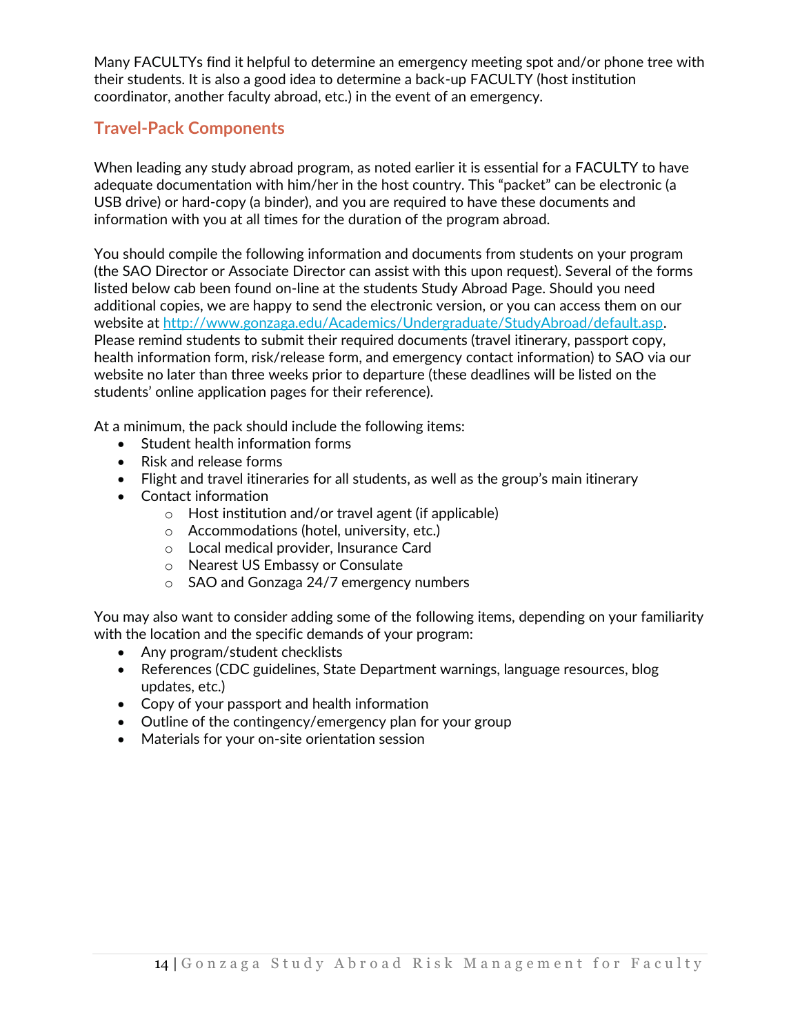Many FACULTYs find it helpful to determine an emergency meeting spot and/or phone tree with their students. It is also a good idea to determine a back-up FACULTY (host institution coordinator, another faculty abroad, etc.) in the event of an emergency.

## Travel-Pack Components

When leading any study abroad program, as noted earlier it is essential for a FACULTY to have adequate documentation with him/her in the host country. This "packet" can be electronic (a USB drive) or hard-copy (a binder), and you are required to have these documents and information with you at all times for the duration of the program abroad.

You should compile the following information and documents from students on your program (the SAO Director or Associate Director can assist with this upon request). Several of the forms listed below cab been found on-line at the students Study Abroad Page. Should you need additional copies, we are happy to send the electronic version, or you can access them on our website at [http://www.gonzaga.edu/Academics/Undergraduate/StudyAbroad/default.asp](http://www.gonzaga.edu/Academics/Undergraduate/StudyAbroad/default.asp). Please remind students to submit their required documents (travel itinerary, passport copy, health information form, risk/release form, and emergency contact information) to SAO via our website no later than three weeks prior to departure (these deadlines will be listed on the students' online application pages for their reference).

At a minimum, the pack should include the following items:

- Student health information forms
- Risk and release forms
- Flight and travel itineraries for all students, as well as the group's main itinerary
- Contact information
  - Host institution and/or travel agent (if applicable)
  - Accommodations (hotel, university, etc.)
  - Local medical provider, Insurance Card
  - Nearest US Embassy or Consulate
  - SAO and Gonzaga 24/7 emergency numbers

You may also want to consider adding some of the following items, depending on your familiarity with the location and the specific demands of your program:

- Any program/student checklists
- References (CDC guidelines, State Department warnings, language resources, blog updates, etc.)
- Copy of your passport and health information
- Outline of the contingency/emergency plan for your group
- Materials for your on-site orientation session